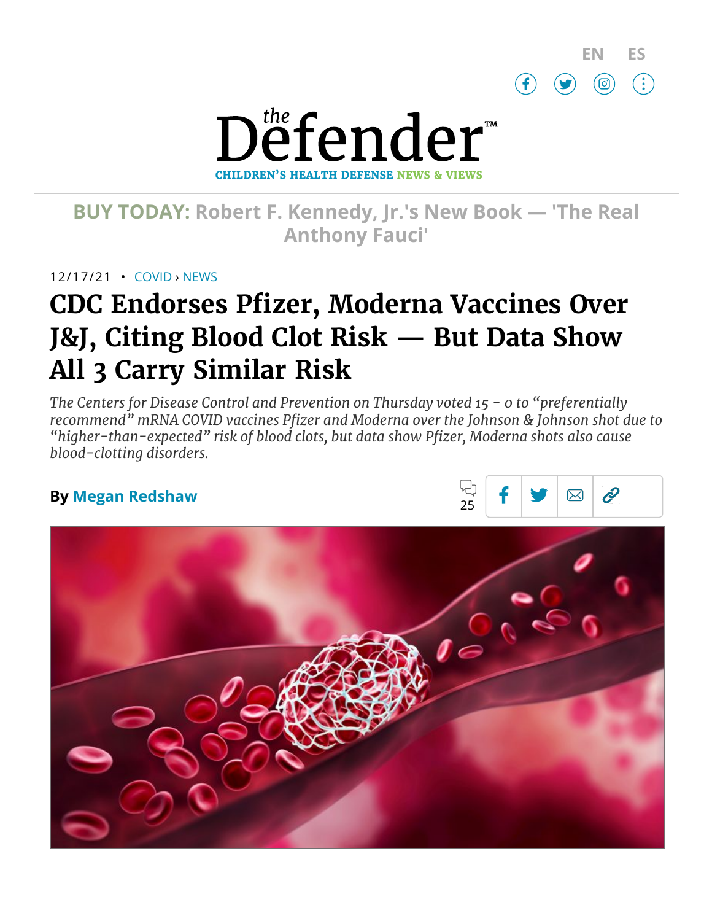EN ES

# the Defender™

CHILDREN'S HEALTH DEFENSE NEWS & VIEWS

**BUY TODAY:** Robert F. Kennedy, Jr.'s New Book — 'The Real Anthony Fauci'

12/17/21 • COVID › NEWS

# CDC Endorses Pfizer, Moderna Vaccines Over J&J, Citing Blood Clot Risk — But Data Show All 3 Carry Similar Risk

*The Centers for Disease Control and Prevention on Thursday voted 15 - 0 to "preferentially recommend" mRNA COVID vaccines Pfizer and Moderna over the Johnson & Johnson shot due to "higher-than-expected" risk of blood clots, but data show Pfizer, Moderna shots also cause blood-clotting disorders.*

**By Megan Redshaw**

25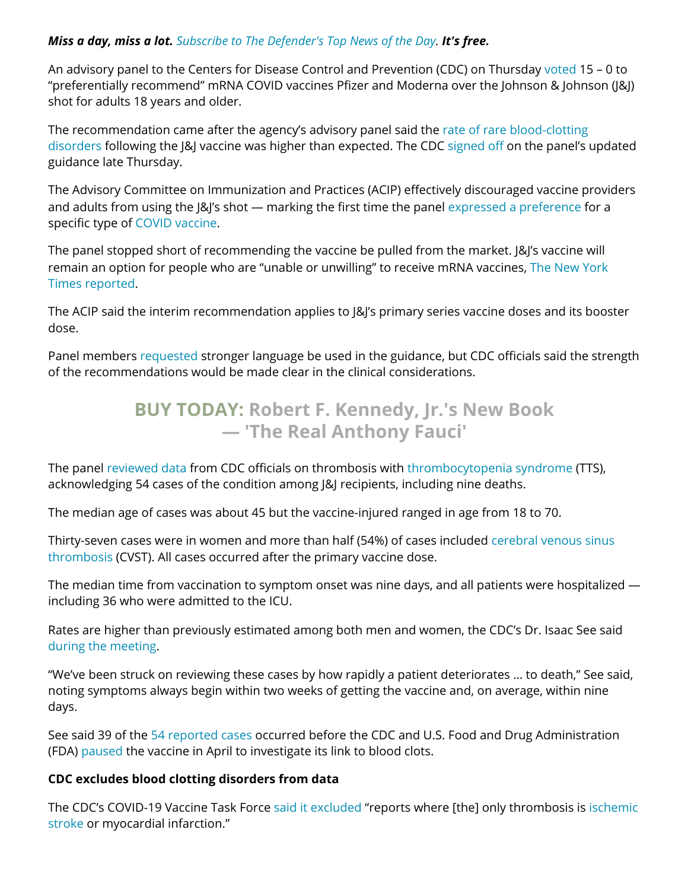***Miss a day, miss a lot.*** *Subscribe to The Defender's Top News of the Day.* ***It's free.***

An advisory panel to the Centers for Disease Control and Prevention (CDC) on Thursday voted 15 – 0 to "preferentially recommend" mRNA COVID vaccines Pfizer and Moderna over the Johnson & Johnson (J&J) shot for adults 18 years and older.

The recommendation came after the agency's advisory panel said the rate of rare blood-clotting disorders following the J&J vaccine was higher than expected. The CDC signed off on the panel's updated guidance late Thursday.

The Advisory Committee on Immunization and Practices (ACIP) effectively discouraged vaccine providers and adults from using the J&J's shot — marking the first time the panel expressed a preference for a specific type of COVID vaccine.

The panel stopped short of recommending the vaccine be pulled from the market. J&J's vaccine will remain an option for people who are "unable or unwilling" to receive mRNA vaccines, The New York Times reported.

The ACIP said the interim recommendation applies to J&J's primary series vaccine doses and its booster dose.

Panel members requested stronger language be used in the guidance, but CDC officials said the strength of the recommendations would be made clear in the clinical considerations.

**BUY TODAY: Robert F. Kennedy, Jr.'s New Book — 'The Real Anthony Fauci'**

The panel reviewed data from CDC officials on thrombosis with thrombocytopenia syndrome (TTS), acknowledging 54 cases of the condition among J&J recipients, including nine deaths.

The median age of cases was about 45 but the vaccine-injured ranged in age from 18 to 70.

Thirty-seven cases were in women and more than half (54%) of cases included cerebral venous sinus thrombosis (CVST). All cases occurred after the primary vaccine dose.

The median time from vaccination to symptom onset was nine days, and all patients were hospitalized — including 36 who were admitted to the ICU.

Rates are higher than previously estimated among both men and women, the CDC's Dr. Isaac See said during the meeting.

"We've been struck on reviewing these cases by how rapidly a patient deteriorates … to death," See said, noting symptoms always begin within two weeks of getting the vaccine and, on average, within nine days.

See said 39 of the 54 reported cases occurred before the CDC and U.S. Food and Drug Administration (FDA) paused the vaccine in April to investigate its link to blood clots.

**CDC excludes blood clotting disorders from data**

The CDC's COVID-19 Vaccine Task Force said it excluded "reports where [the] only thrombosis is ischemic stroke or myocardial infarction."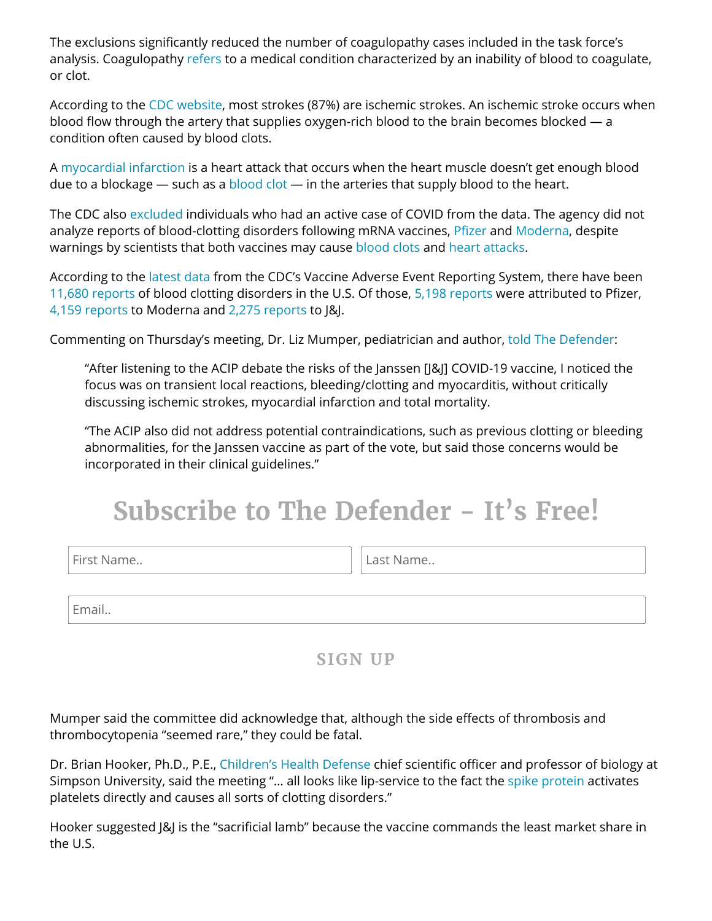The exclusions significantly reduced the number of coagulopathy cases included in the task force's analysis. Coagulopathy refers to a medical condition characterized by an inability of blood to coagulate, or clot.

According to the CDC website, most strokes (87%) are ischemic strokes. An ischemic stroke occurs when blood flow through the artery that supplies oxygen-rich blood to the brain becomes blocked — a condition often caused by blood clots.

A myocardial infarction is a heart attack that occurs when the heart muscle doesn't get enough blood due to a blockage — such as a blood clot — in the arteries that supply blood to the heart.

The CDC also excluded individuals who had an active case of COVID from the data. The agency did not analyze reports of blood-clotting disorders following mRNA vaccines, Pfizer and Moderna, despite warnings by scientists that both vaccines may cause blood clots and heart attacks.

According to the latest data from the CDC's Vaccine Adverse Event Reporting System, there have been 11,680 reports of blood clotting disorders in the U.S. Of those, 5,198 reports were attributed to Pfizer, 4,159 reports to Moderna and 2,275 reports to J&J.

Commenting on Thursday's meeting, Dr. Liz Mumper, pediatrician and author, told The Defender:

> "After listening to the ACIP debate the risks of the Janssen [J&J] COVID-19 vaccine, I noticed the focus was on transient local reactions, bleeding/clotting and myocarditis, without critically discussing ischemic strokes, myocardial infarction and total mortality.
>
> "The ACIP also did not address potential contraindications, such as previous clotting or bleeding abnormalities, for the Janssen vaccine as part of the vote, but said those concerns would be incorporated in their clinical guidelines."

## Subscribe to The Defender – It's Free!

First Name..

Last Name..

Email..

SIGN UP

Mumper said the committee did acknowledge that, although the side effects of thrombosis and thrombocytopenia "seemed rare," they could be fatal.

Dr. Brian Hooker, Ph.D., P.E., Children's Health Defense chief scientific officer and professor of biology at Simpson University, said the meeting "… all looks like lip-service to the fact the spike protein activates platelets directly and causes all sorts of clotting disorders."

Hooker suggested J&J is the "sacrificial lamb" because the vaccine commands the least market share in the U.S.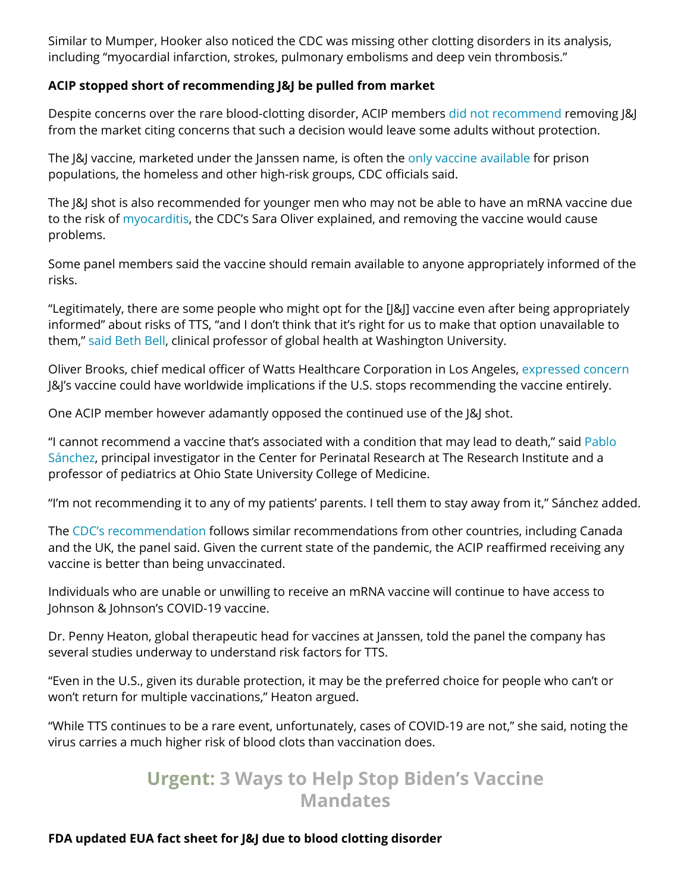Similar to Mumper, Hooker also noticed the CDC was missing other clotting disorders in its analysis, including "myocardial infarction, strokes, pulmonary embolisms and deep vein thrombosis."

**ACIP stopped short of recommending J&J be pulled from market**

Despite concerns over the rare blood-clotting disorder, ACIP members did not recommend removing J&J from the market citing concerns that such a decision would leave some adults without protection.

The J&J vaccine, marketed under the Janssen name, is often the only vaccine available for prison populations, the homeless and other high-risk groups, CDC officials said.

The J&J shot is also recommended for younger men who may not be able to have an mRNA vaccine due to the risk of myocarditis, the CDC's Sara Oliver explained, and removing the vaccine would cause problems.

Some panel members said the vaccine should remain available to anyone appropriately informed of the risks.

"Legitimately, there are some people who might opt for the [J&J] vaccine even after being appropriately informed" about risks of TTS, "and I don't think that it's right for us to make that option unavailable to them," said Beth Bell, clinical professor of global health at Washington University.

Oliver Brooks, chief medical officer of Watts Healthcare Corporation in Los Angeles, expressed concern J&J's vaccine could have worldwide implications if the U.S. stops recommending the vaccine entirely.

One ACIP member however adamantly opposed the continued use of the J&J shot.

"I cannot recommend a vaccine that's associated with a condition that may lead to death," said Pablo Sánchez, principal investigator in the Center for Perinatal Research at The Research Institute and a professor of pediatrics at Ohio State University College of Medicine.

"I'm not recommending it to any of my patients' parents. I tell them to stay away from it," Sánchez added.

The CDC's recommendation follows similar recommendations from other countries, including Canada and the UK, the panel said. Given the current state of the pandemic, the ACIP reaffirmed receiving any vaccine is better than being unvaccinated.

Individuals who are unable or unwilling to receive an mRNA vaccine will continue to have access to Johnson & Johnson's COVID-19 vaccine.

Dr. Penny Heaton, global therapeutic head for vaccines at Janssen, told the panel the company has several studies underway to understand risk factors for TTS.

"Even in the U.S., given its durable protection, it may be the preferred choice for people who can't or won't return for multiple vaccinations," Heaton argued.

"While TTS continues to be a rare event, unfortunately, cases of COVID-19 are not," she said, noting the virus carries a much higher risk of blood clots than vaccination does.

## Urgent: 3 Ways to Help Stop Biden's Vaccine Mandates

**FDA updated EUA fact sheet for J&J due to blood clotting disorder**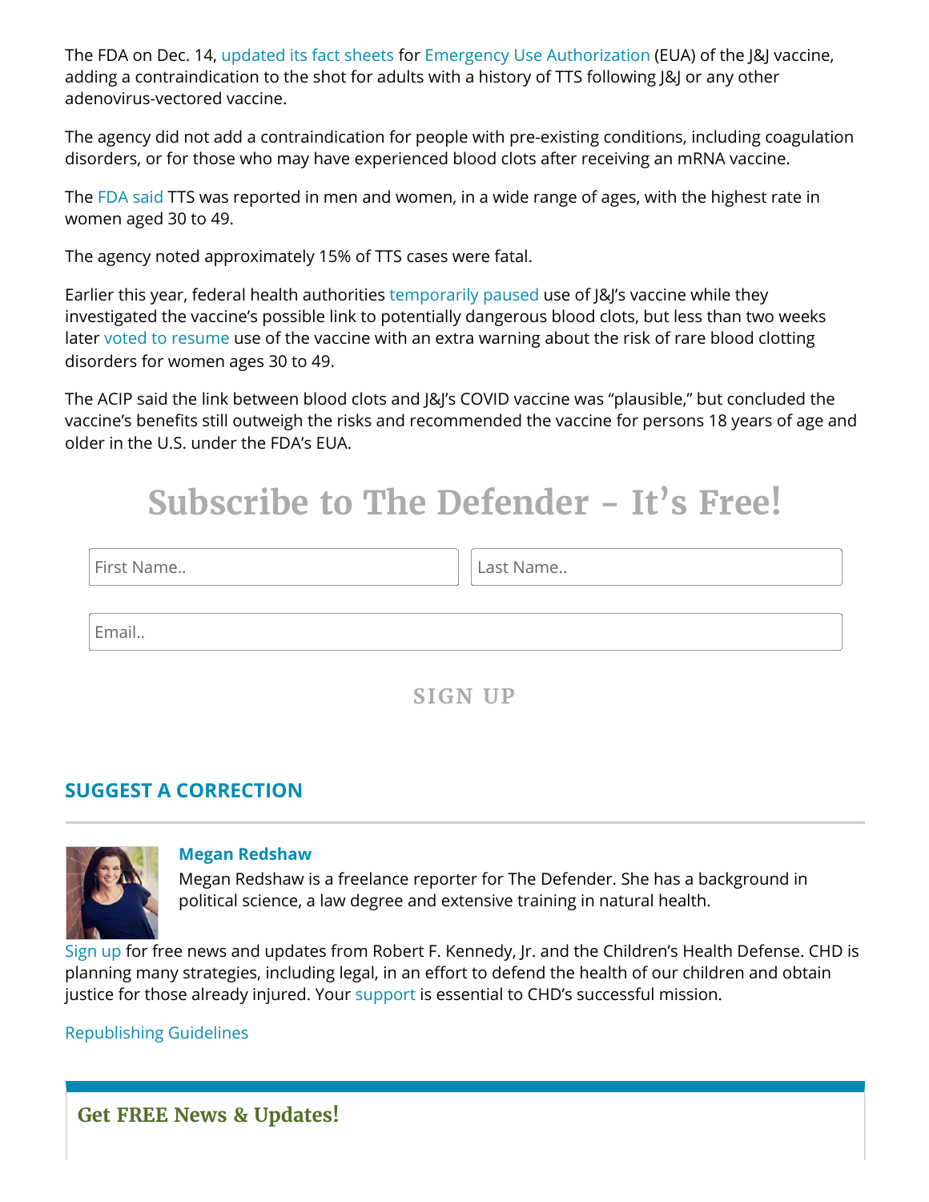The FDA on Dec. 14, updated its fact sheets for Emergency Use Authorization (EUA) of the J&J vaccine, adding a contraindication to the shot for adults with a history of TTS following J&J or any other adenovirus-vectored vaccine.

The agency did not add a contraindication for people with pre-existing conditions, including coagulation disorders, or for those who may have experienced blood clots after receiving an mRNA vaccine.

The FDA said TTS was reported in men and women, in a wide range of ages, with the highest rate in women aged 30 to 49.

The agency noted approximately 15% of TTS cases were fatal.

Earlier this year, federal health authorities temporarily paused use of J&J's vaccine while they investigated the vaccine's possible link to potentially dangerous blood clots, but less than two weeks later voted to resume use of the vaccine with an extra warning about the risk of rare blood clotting disorders for women ages 30 to 49.

The ACIP said the link between blood clots and J&J's COVID vaccine was "plausible," but concluded the vaccine's benefits still outweigh the risks and recommended the vaccine for persons 18 years of age and older in the U.S. under the FDA's EUA.

## Subscribe to The Defender – It's Free!

First Name..

Last Name..

Email..

SIGN UP

**SUGGEST A CORRECTION**

**Megan Redshaw**

Megan Redshaw is a freelance reporter for The Defender. She has a background in political science, a law degree and extensive training in natural health.

Sign up for free news and updates from Robert F. Kennedy, Jr. and the Children's Health Defense. CHD is planning many strategies, including legal, in an effort to defend the health of our children and obtain justice for those already injured. Your support is essential to CHD's successful mission.

Republishing Guidelines

**Get FREE News & Updates!**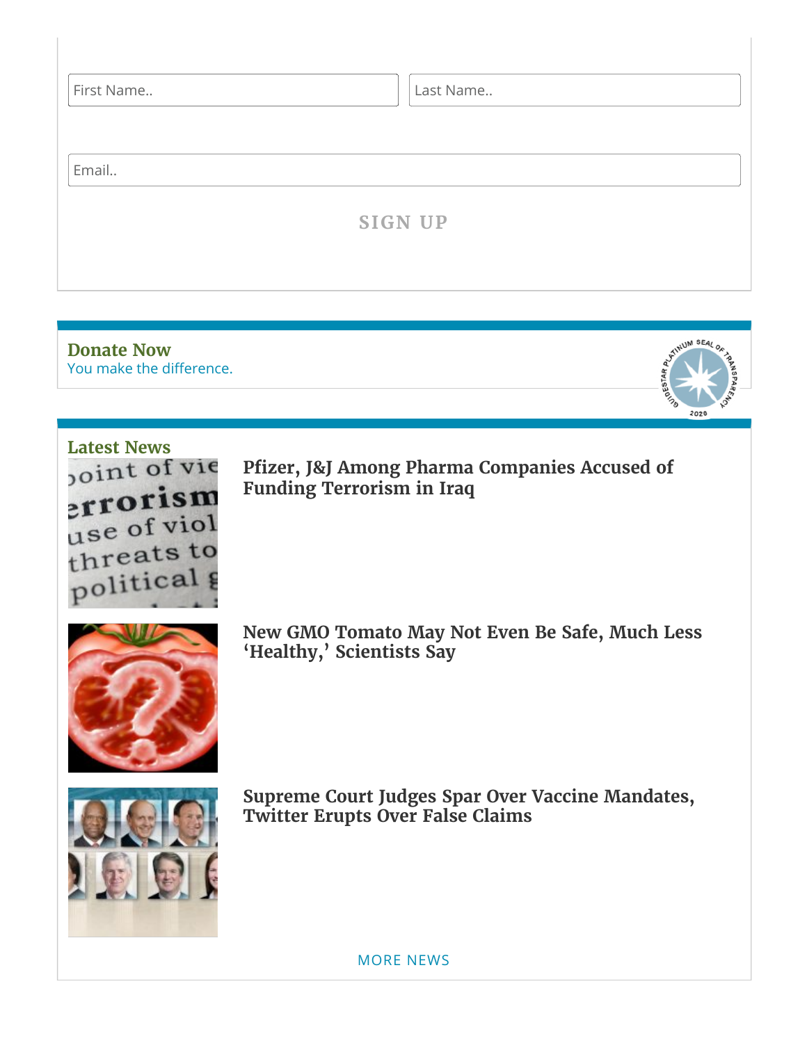First Name..

Last Name..

Email..

SIGN UP

**Donate Now**

You make the difference.

**Latest News**

**Pfizer, J&J Among Pharma Companies Accused of Funding Terrorism in Iraq**

**New GMO Tomato May Not Even Be Safe, Much Less 'Healthy,' Scientists Say**

**Supreme Court Judges Spar Over Vaccine Mandates, Twitter Erupts Over False Claims**

MORE NEWS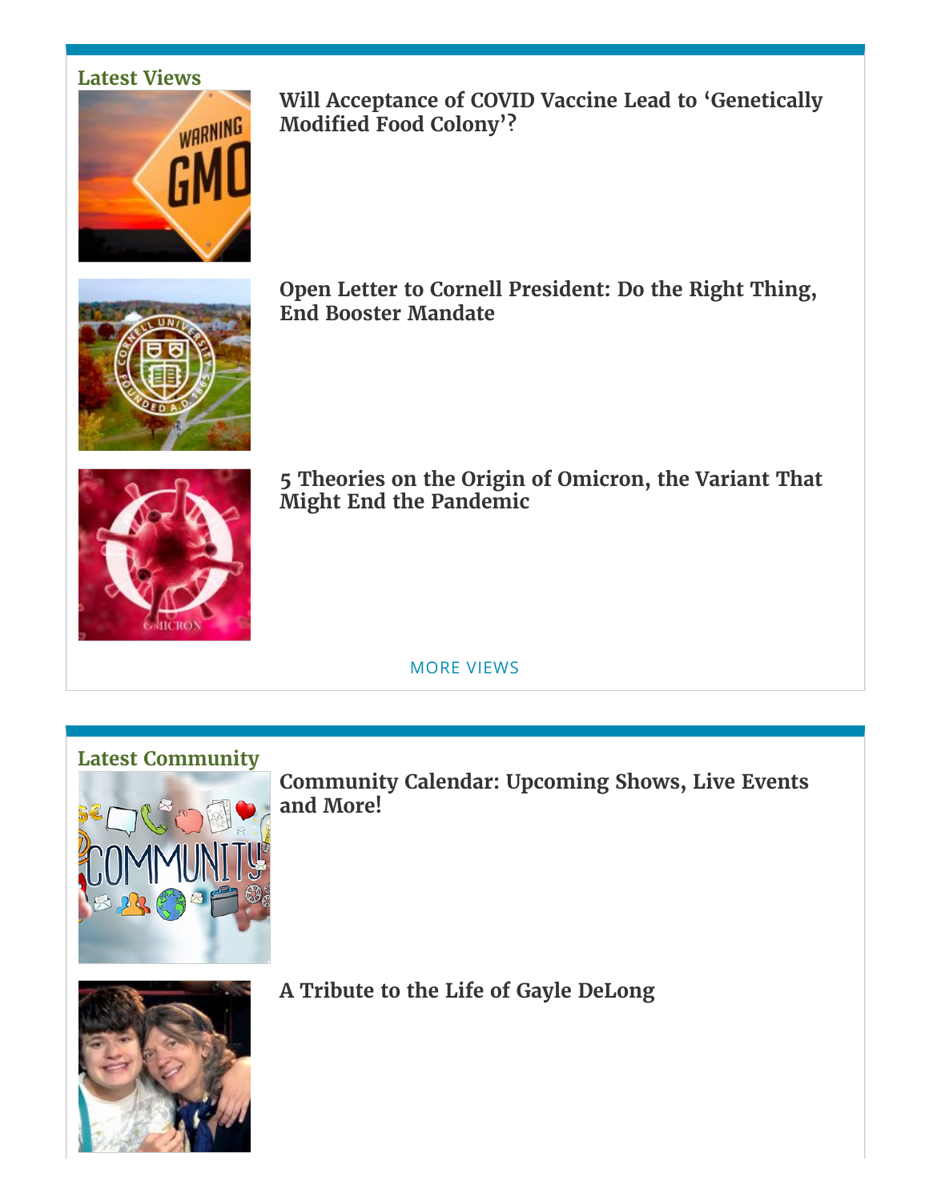## Latest Views

### Will Acceptance of COVID Vaccine Lead to 'Genetically Modified Food Colony'?

### Open Letter to Cornell President: Do the Right Thing, End Booster Mandate

### 5 Theories on the Origin of Omicron, the Variant That Might End the Pandemic

MORE VIEWS

## Latest Community

### Community Calendar: Upcoming Shows, Live Events and More!

### A Tribute to the Life of Gayle DeLong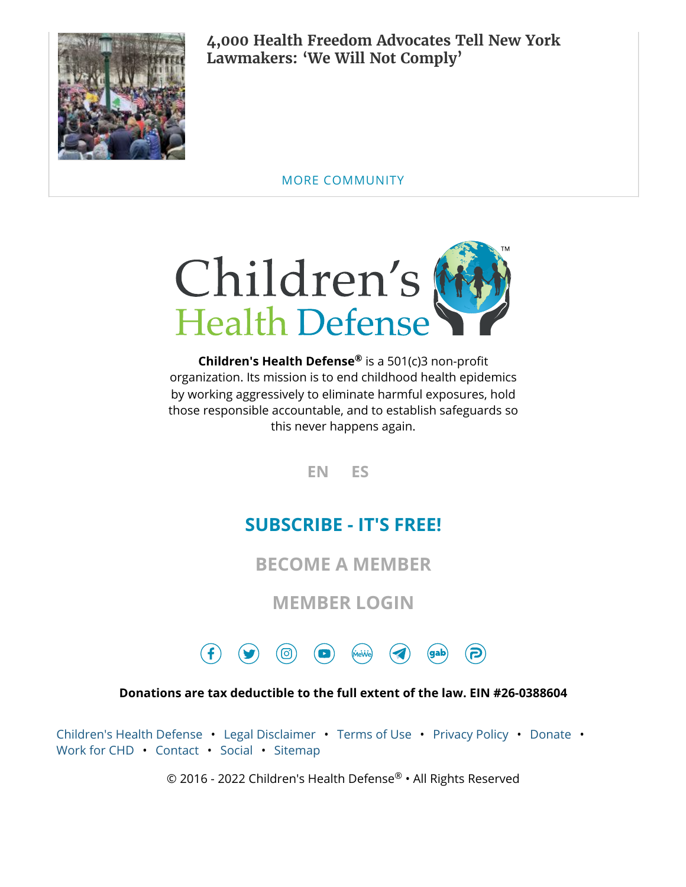### 4,000 Health Freedom Advocates Tell New York Lawmakers: 'We Will Not Comply'

MORE COMMUNITY

Children's Health Defense

**Children's Health Defense®** is a 501(c)3 non-profit organization. Its mission is to end childhood health epidemics by working aggressively to eliminate harmful exposures, hold those responsible accountable, and to establish safeguards so this never happens again.

EN ES

**SUBSCRIBE - IT'S FREE!**

**BECOME A MEMBER**

**MEMBER LOGIN**

**Donations are tax deductible to the full extent of the law. EIN #26-0388604**

Children's Health Defense • Legal Disclaimer • Terms of Use • Privacy Policy • Donate • Work for CHD • Contact • Social • Sitemap

© 2016 - 2022 Children's Health Defense® • All Rights Reserved